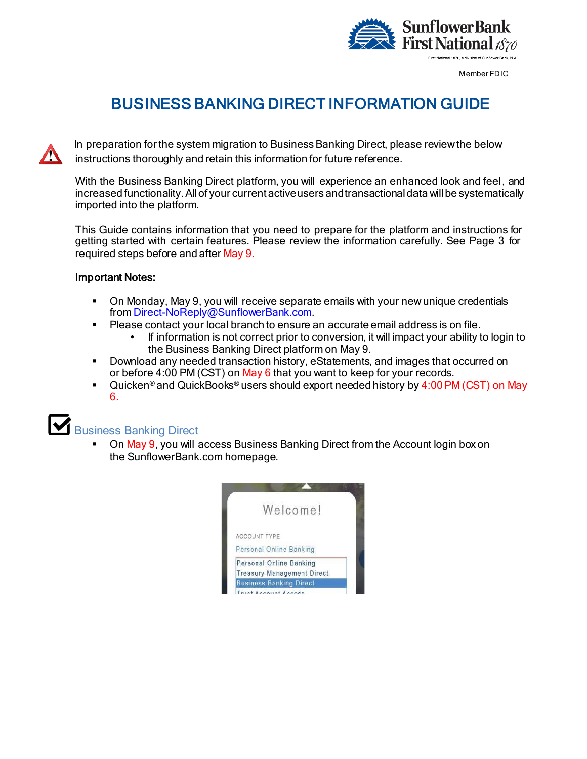Member FDIC

# BUSINESS BANKING DIRECT INFORMATION GUIDE

In preparation for the system migration to Business Banking Direct, please review the below instructions thoroughly and retain this information for future reference.

With the Business Banking Direct platform, you will experience an enhanced look and feel, and increased functionality. All of your current active users and transactional data will be systematically imported into the platform.

This Guide contains information that you need to prepare for the platform and instructions for getting started with certain features. Please review the information carefully. See Page 3 for required steps before and after May 9.

**Important Notes:**

- On Monday, May 9, you will receive separate emails with your new unique credentials from Direct-NoReply@SunflowerBank.com.
- Please contact your local branch to ensure an accurate email address is on file.
  - If information is not correct prior to conversion, it will impact your ability to login to the Business Banking Direct platform on May 9.
- Download any needed transaction history, eStatements, and images that occurred on or before 4:00 PM (CST) on May 6 that you want to keep for your records.
- Quicken® and QuickBooks® users should export needed history by 4:00 PM (CST) on May 6.

## Business Banking Direct

- On May 9, you will access Business Banking Direct from the Account login box on the SunflowerBank.com homepage.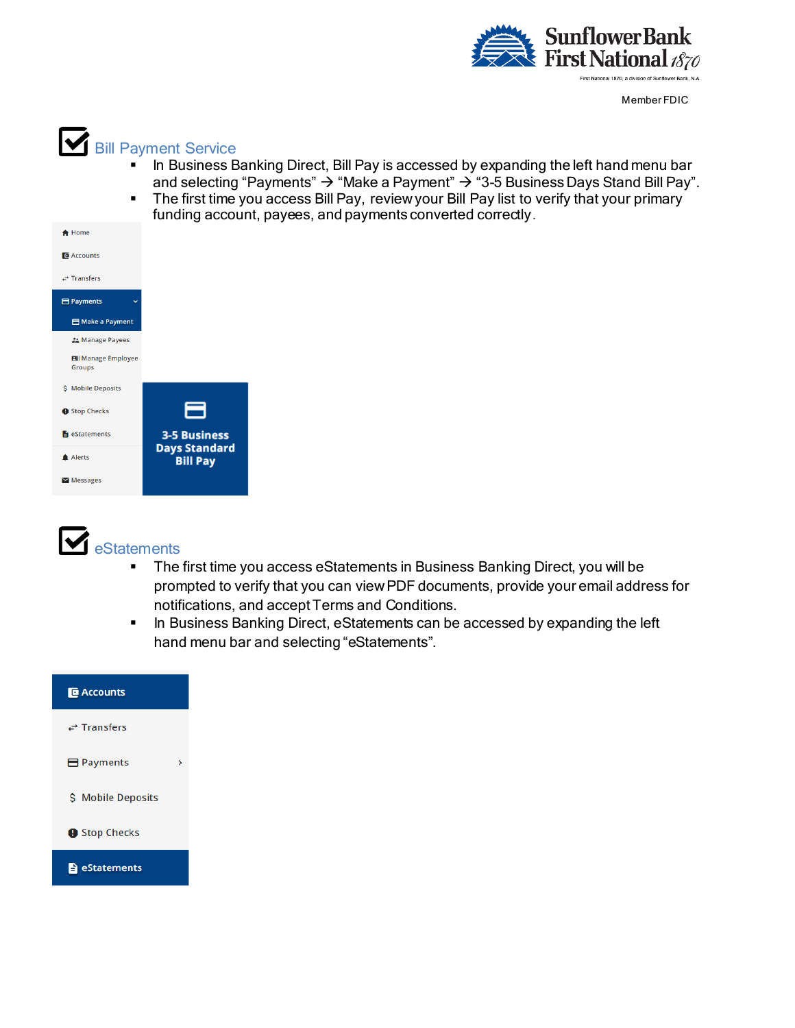## Bill Payment Service

- In Business Banking Direct, Bill Pay is accessed by expanding the left hand menu bar and selecting “Payments” → “Make a Payment” → “3-5 Business Days Stand Bill Pay”.
- The first time you access Bill Pay, review your Bill Pay list to verify that your primary funding account, payees, and payments converted correctly.

## eStatements

- The first time you access eStatements in Business Banking Direct, you will be prompted to verify that you can view PDF documents, provide your email address for notifications, and accept Terms and Conditions.
- In Business Banking Direct, eStatements can be accessed by expanding the left hand menu bar and selecting “eStatements”.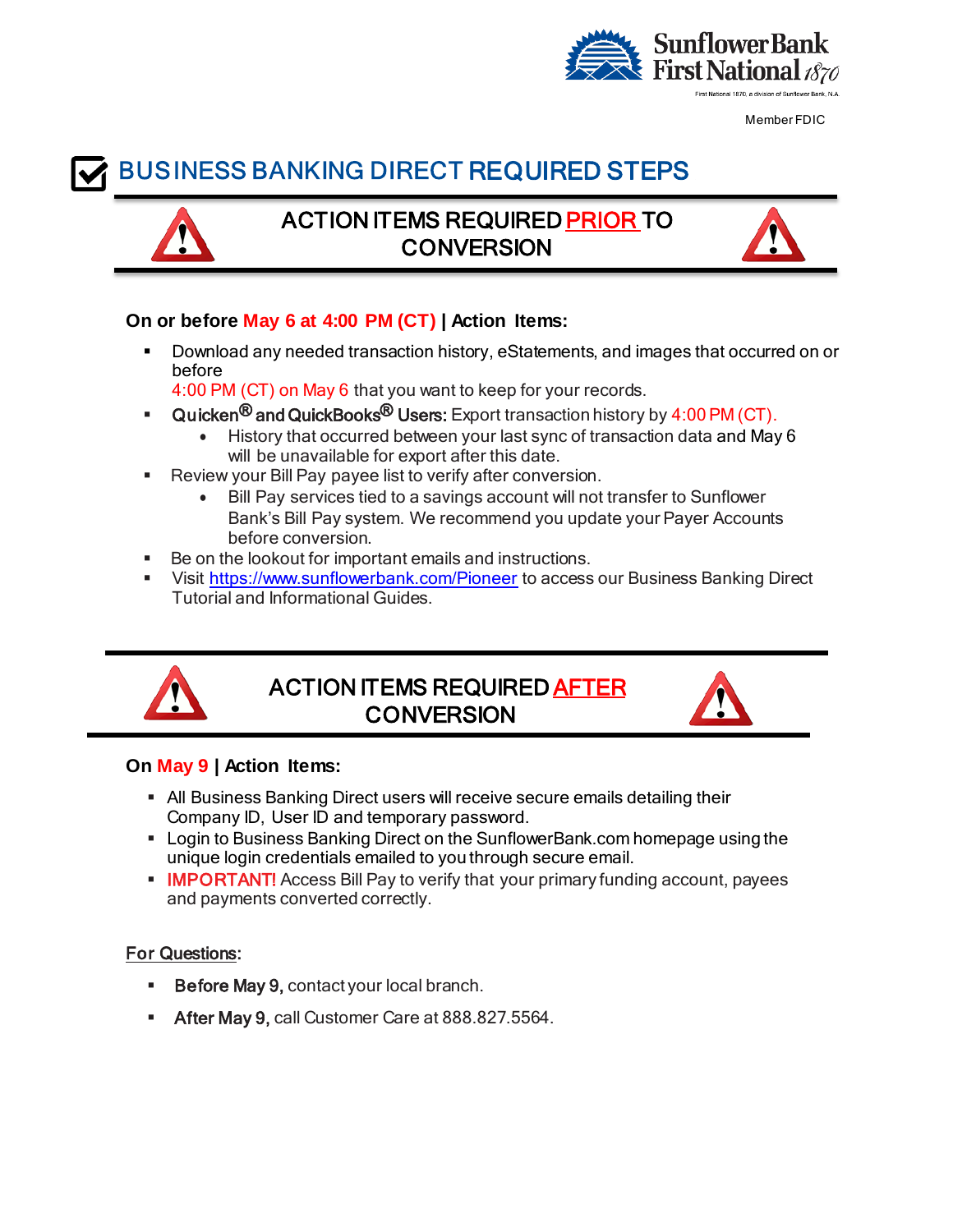Sunflower Bank First National 1870

First National 1870, a division of Sunflower Bank, N.A.

Member FDIC

# BUSINESS BANKING DIRECT REQUIRED STEPS

## ACTION ITEMS REQUIRED PRIOR TO CONVERSION

**On or before May 6 at 4:00 PM (CT) | Action Items:**

- Download any needed transaction history, eStatements, and images that occurred on or before 4:00 PM (CT) on May 6 that you want to keep for your records.
- **Quicken® and QuickBooks® Users:** Export transaction history by 4:00 PM (CT).
  - History that occurred between your last sync of transaction data and May 6 will be unavailable for export after this date.
- Review your Bill Pay payee list to verify after conversion.
  - Bill Pay services tied to a savings account will not transfer to Sunflower Bank's Bill Pay system. We recommend you update your Payer Accounts before conversion.
- Be on the lookout for important emails and instructions.
- Visit https://www.sunflowerbank.com/Pioneer to access our Business Banking Direct Tutorial and Informational Guides.

## ACTION ITEMS REQUIRED AFTER CONVERSION

**On May 9 | Action Items:**

- All Business Banking Direct users will receive secure emails detailing their Company ID, User ID and temporary password.
- Login to Business Banking Direct on the SunflowerBank.com homepage using the unique login credentials emailed to you through secure email.
- IMPORTANT! Access Bill Pay to verify that your primary funding account, payees and payments converted correctly.

For Questions:

- **Before May 9,** contact your local branch.
- **After May 9,** call Customer Care at 888.827.5564.